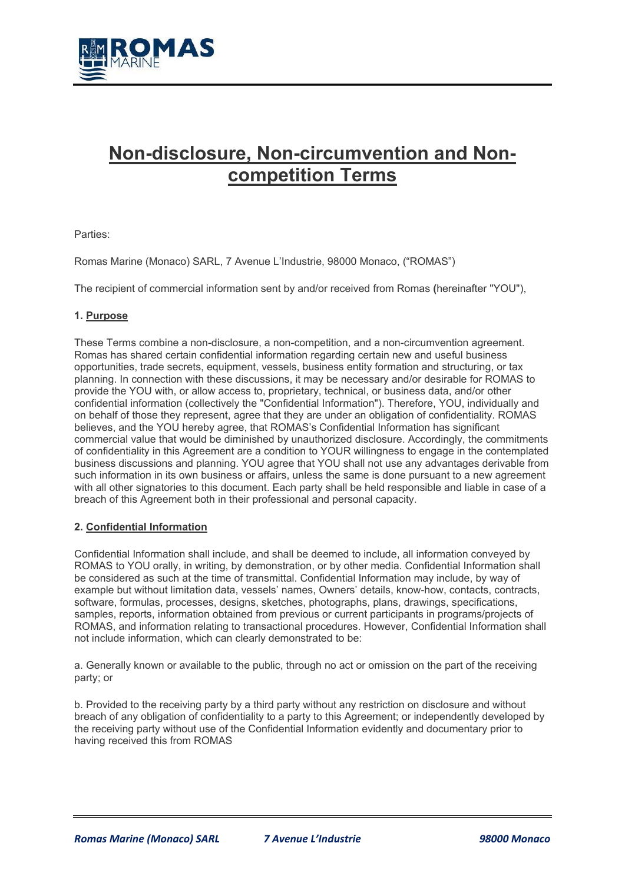# Non-disclosure, Non-circumvention and Non-competition Terms

Parties:

Romas Marine (Monaco) SARL, 7 Avenue L'Industrie, 98000 Monaco, ("ROMAS")

The recipient of commercial information sent by and/or received from Romas **(**hereinafter "YOU"),

**1. Purpose**

These Terms combine a non-disclosure, a non-competition, and a non-circumvention agreement. Romas has shared certain confidential information regarding certain new and useful business opportunities, trade secrets, equipment, vessels, business entity formation and structuring, or tax planning. In connection with these discussions, it may be necessary and/or desirable for ROMAS to provide the YOU with, or allow access to, proprietary, technical, or business data, and/or other confidential information (collectively the "Confidential Information"). Therefore, YOU, individually and on behalf of those they represent, agree that they are under an obligation of confidentiality. ROMAS believes, and the YOU hereby agree, that ROMAS's Confidential Information has significant commercial value that would be diminished by unauthorized disclosure. Accordingly, the commitments of confidentiality in this Agreement are a condition to YOUR willingness to engage in the contemplated business discussions and planning. YOU agree that YOU shall not use any advantages derivable from such information in its own business or affairs, unless the same is done pursuant to a new agreement with all other signatories to this document. Each party shall be held responsible and liable in case of a breach of this Agreement both in their professional and personal capacity.

**2. Confidential Information**

Confidential Information shall include, and shall be deemed to include, all information conveyed by ROMAS to YOU orally, in writing, by demonstration, or by other media. Confidential Information shall be considered as such at the time of transmittal. Confidential Information may include, by way of example but without limitation data, vessels' names, Owners' details, know-how, contacts, contracts, software, formulas, processes, designs, sketches, photographs, plans, drawings, specifications, samples, reports, information obtained from previous or current participants in programs/projects of ROMAS, and information relating to transactional procedures. However, Confidential Information shall not include information, which can clearly demonstrated to be:

a. Generally known or available to the public, through no act or omission on the part of the receiving party; or

b. Provided to the receiving party by a third party without any restriction on disclosure and without breach of any obligation of confidentiality to a party to this Agreement; or independently developed by the receiving party without use of the Confidential Information evidently and documentary prior to having received this from ROMAS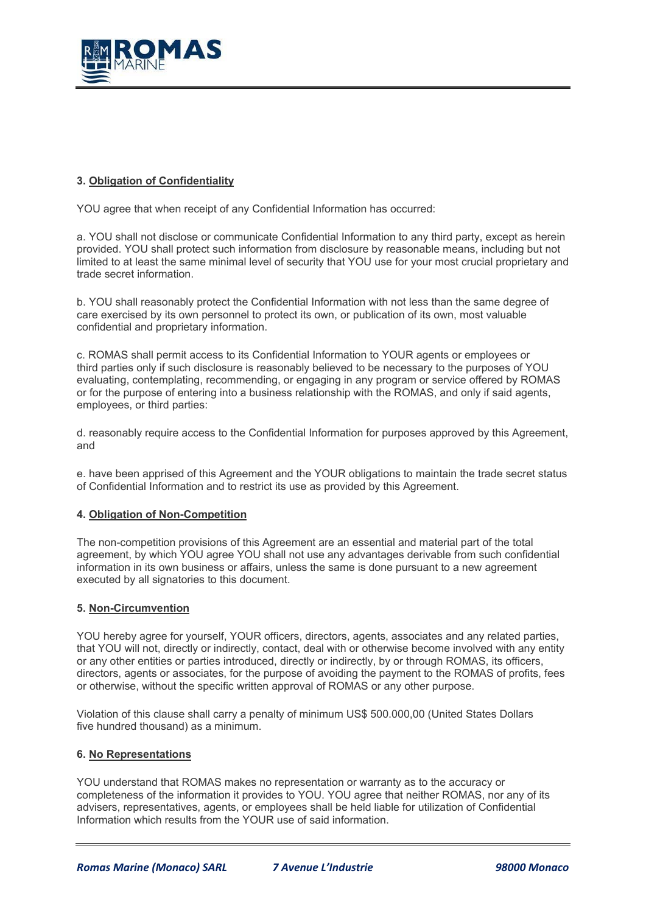**3. Obligation of Confidentiality**

YOU agree that when receipt of any Confidential Information has occurred:

a. YOU shall not disclose or communicate Confidential Information to any third party, except as herein provided. YOU shall protect such information from disclosure by reasonable means, including but not limited to at least the same minimal level of security that YOU use for your most crucial proprietary and trade secret information.

b. YOU shall reasonably protect the Confidential Information with not less than the same degree of care exercised by its own personnel to protect its own, or publication of its own, most valuable confidential and proprietary information.

c. ROMAS shall permit access to its Confidential Information to YOUR agents or employees or third parties only if such disclosure is reasonably believed to be necessary to the purposes of YOU evaluating, contemplating, recommending, or engaging in any program or service offered by ROMAS or for the purpose of entering into a business relationship with the ROMAS, and only if said agents, employees, or third parties:

d. reasonably require access to the Confidential Information for purposes approved by this Agreement, and

e. have been apprised of this Agreement and the YOUR obligations to maintain the trade secret status of Confidential Information and to restrict its use as provided by this Agreement.

**4. Obligation of Non-Competition**

The non-competition provisions of this Agreement are an essential and material part of the total agreement, by which YOU agree YOU shall not use any advantages derivable from such confidential information in its own business or affairs, unless the same is done pursuant to a new agreement executed by all signatories to this document.

**5. Non-Circumvention**

YOU hereby agree for yourself, YOUR officers, directors, agents, associates and any related parties, that YOU will not, directly or indirectly, contact, deal with or otherwise become involved with any entity or any other entities or parties introduced, directly or indirectly, by or through ROMAS, its officers, directors, agents or associates, for the purpose of avoiding the payment to the ROMAS of profits, fees or otherwise, without the specific written approval of ROMAS or any other purpose.

Violation of this clause shall carry a penalty of minimum US$ 500.000,00 (United States Dollars five hundred thousand) as a minimum.

**6. No Representations**

YOU understand that ROMAS makes no representation or warranty as to the accuracy or completeness of the information it provides to YOU. YOU agree that neither ROMAS, nor any of its advisers, representatives, agents, or employees shall be held liable for utilization of Confidential Information which results from the YOUR use of said information.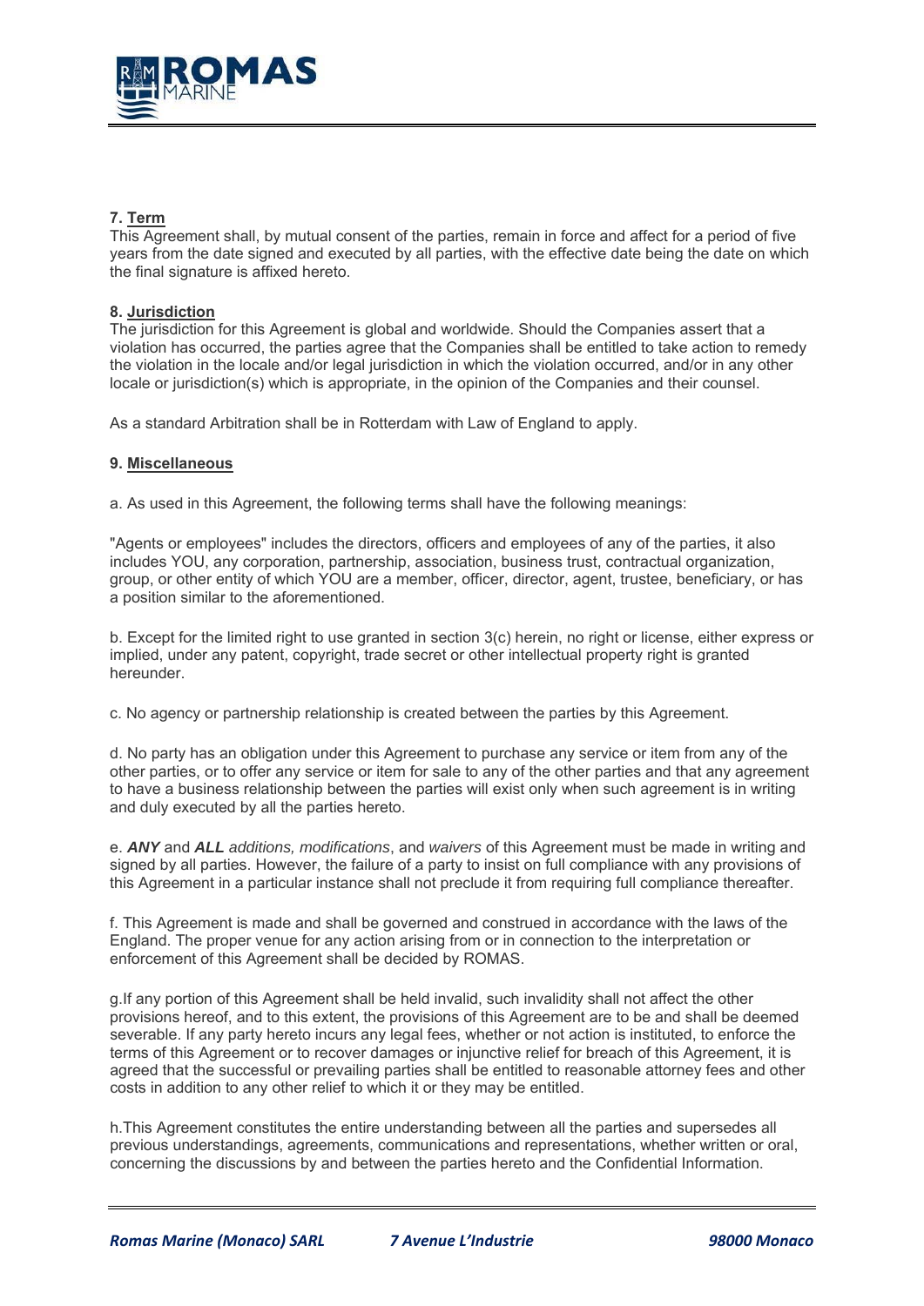**7. Term**

This Agreement shall, by mutual consent of the parties, remain in force and affect for a period of five years from the date signed and executed by all parties, with the effective date being the date on which the final signature is affixed hereto.

**8. Jurisdiction**

The jurisdiction for this Agreement is global and worldwide. Should the Companies assert that a violation has occurred, the parties agree that the Companies shall be entitled to take action to remedy the violation in the locale and/or legal jurisdiction in which the violation occurred, and/or in any other locale or jurisdiction(s) which is appropriate, in the opinion of the Companies and their counsel.

As a standard Arbitration shall be in Rotterdam with Law of England to apply.

**9. Miscellaneous**

a. As used in this Agreement, the following terms shall have the following meanings:

"Agents or employees" includes the directors, officers and employees of any of the parties, it also includes YOU, any corporation, partnership, association, business trust, contractual organization, group, or other entity of which YOU are a member, officer, director, agent, trustee, beneficiary, or has a position similar to the aforementioned.

b. Except for the limited right to use granted in section 3(c) herein, no right or license, either express or implied, under any patent, copyright, trade secret or other intellectual property right is granted hereunder.

c. No agency or partnership relationship is created between the parties by this Agreement.

d. No party has an obligation under this Agreement to purchase any service or item from any of the other parties, or to offer any service or item for sale to any of the other parties and that any agreement to have a business relationship between the parties will exist only when such agreement is in writing and duly executed by all the parties hereto.

e. ***ANY*** and ***ALL*** *additions, modifications*, and *waivers* of this Agreement must be made in writing and signed by all parties. However, the failure of a party to insist on full compliance with any provisions of this Agreement in a particular instance shall not preclude it from requiring full compliance thereafter.

f. This Agreement is made and shall be governed and construed in accordance with the laws of the England. The proper venue for any action arising from or in connection to the interpretation or enforcement of this Agreement shall be decided by ROMAS.

g.If any portion of this Agreement shall be held invalid, such invalidity shall not affect the other provisions hereof, and to this extent, the provisions of this Agreement are to be and shall be deemed severable. If any party hereto incurs any legal fees, whether or not action is instituted, to enforce the terms of this Agreement or to recover damages or injunctive relief for breach of this Agreement, it is agreed that the successful or prevailing parties shall be entitled to reasonable attorney fees and other costs in addition to any other relief to which it or they may be entitled.

h.This Agreement constitutes the entire understanding between all the parties and supersedes all previous understandings, agreements, communications and representations, whether written or oral, concerning the discussions by and between the parties hereto and the Confidential Information.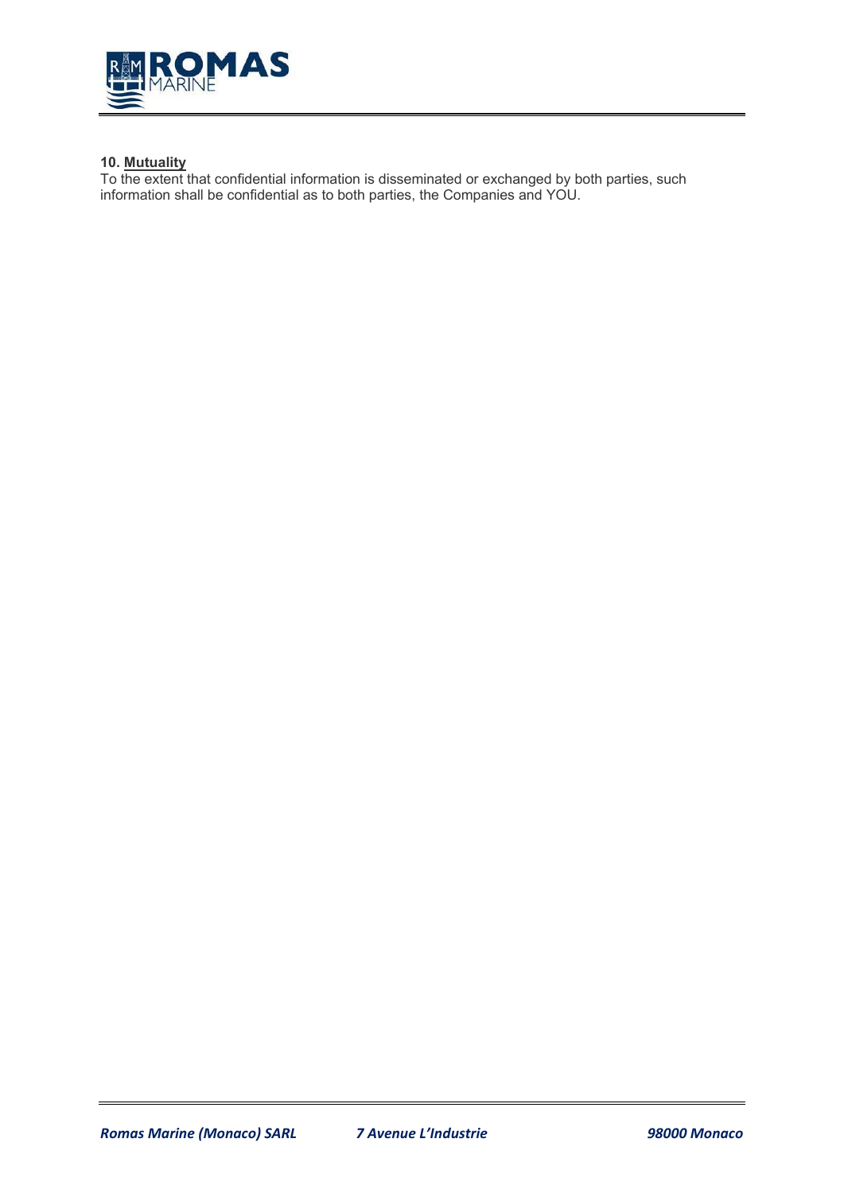**10. Mutuality**
To the extent that confidential information is disseminated or exchanged by both parties, such information shall be confidential as to both parties, the Companies and YOU.